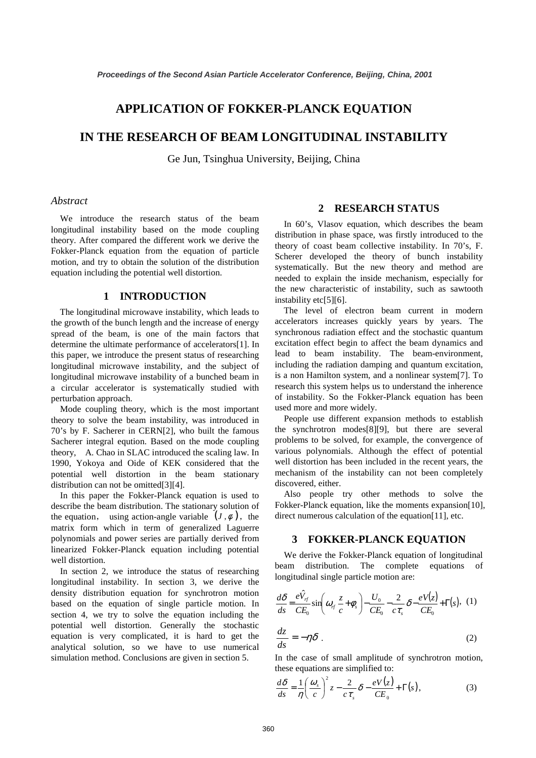# APPLICATION OF FOKKER-PLANCK EQUATION

# IN THE RESEARCH OF BEAM LONGITUDINAL INSTABILITY

Ge Jun, Tsinghua University, Beijing, China

### *Abstract*

We introduce the research status of the beam longitudinal instability based on the mode coupling theory. After compared the different work we derive the Fokker-Planck equation from the equation of particle motion, and try to obtain the solution of the distribution equation including the potential well distortion.

## 1 INTRODUCTION

The longitudinal microwave instability, which leads to the growth of the bunch length and the increase of energy spread of the beam, is one of the main factors that determine the ultimate performance of accelerators[1]. In this paper, we introduce the present status of researching longitudinal microwave instability, and the subject of longitudinal microwave instability of a bunched beam in a circular accelerator is systematically studied with perturbation approach.

Mode coupling theory, which is the most important theory to solve the beam instability, was introduced in 70's by F. Sacherer in CERN[2], who built the famous Sacherer integral eqution. Based on the mode coupling theory, A. Chao in SLAC introduced the scaling law. In 1990, Yokoya and Oide of KEK considered that the potential well distortion in the beam stationary distribution can not be omitted[3][4].

In this paper the Fokker-Planck equation is used to describe the beam distribution. The stationary solution of the equation, using action-angle variable $(J,\phi)$, the matrix form which in term of generalized Laguerre polynomials and power series are partially derived from linearized Fokker-Planck equation including potential well distortion.

In section 2, we introduce the status of researching longitudinal instability. In section 3, we derive the density distribution equation for synchrotron motion based on the equation of single particle motion. In section 4, we try to solve the equation including the potential well distortion. Generally the stochastic equation is very complicated, it is hard to get the analytical solution, so we have to use numerical simulation method. Conclusions are given in section 5.

## 2 RESEARCH STATUS

In 60's, Vlasov equation, which describes the beam distribution in phase space, was firstly introduced to the theory of coast beam collective instability. In 70's, F. Scherer developed the theory of bunch instability systematically. But the new theory and method are needed to explain the inside mechanism, especially for the new characteristic of instability, such as sawtooth instability etc[5][6].

The level of electron beam current in modern accelerators increases quickly years by years. The synchronous radiation effect and the stochastic quantum excitation effect begin to affect the beam dynamics and lead to beam instability. The beam-environment, including the radiation damping and quantum excitation, is a non Hamilton system, and a nonlinear system[7]. To research this system helps us to understand the inherence of instability. So the Fokker-Planck equation has been used more and more widely.

People use different expansion methods to establish the synchrotron modes[8][9], but there are several problems to be solved, for example, the convergence of various polynomials. Although the effect of potential well distortion has been included in the recent years, the mechanism of the instability can not been completely discovered, either.

Also people try other methods to solve the Fokker-Planck equation, like the moments expansion[10], direct numerous calculation of the equation[11], etc.

## 3 FOKKER-PLANCK EQUATION

We derive the Fokker-Planck equation of longitudinal beam distribution. The complete equations of longitudinal single particle motion are:

$$\frac{d\delta}{ds} = \frac{e\hat{V}_{rf}}{CE_0}\sin\left(\omega_{rf}\frac{z}{c}+\phi_s\right) - \frac{U_0}{CE_0} - \frac{2}{c\tau_s}\delta - \frac{eV(z)}{CE_0} + \Gamma(s), \quad (1)$$

$$\frac{dz}{ds} = -\eta\delta \,. \quad (2)$$

In the case of small amplitude of synchrotron motion, these equations are simplified to:

$$\frac{d\delta}{ds} = \frac{1}{\eta}\left(\frac{\omega_s}{c}\right)^2 z - \frac{2}{c\tau_s}\delta - \frac{eV(z)}{CE_0} + \Gamma(s), \quad (3)$$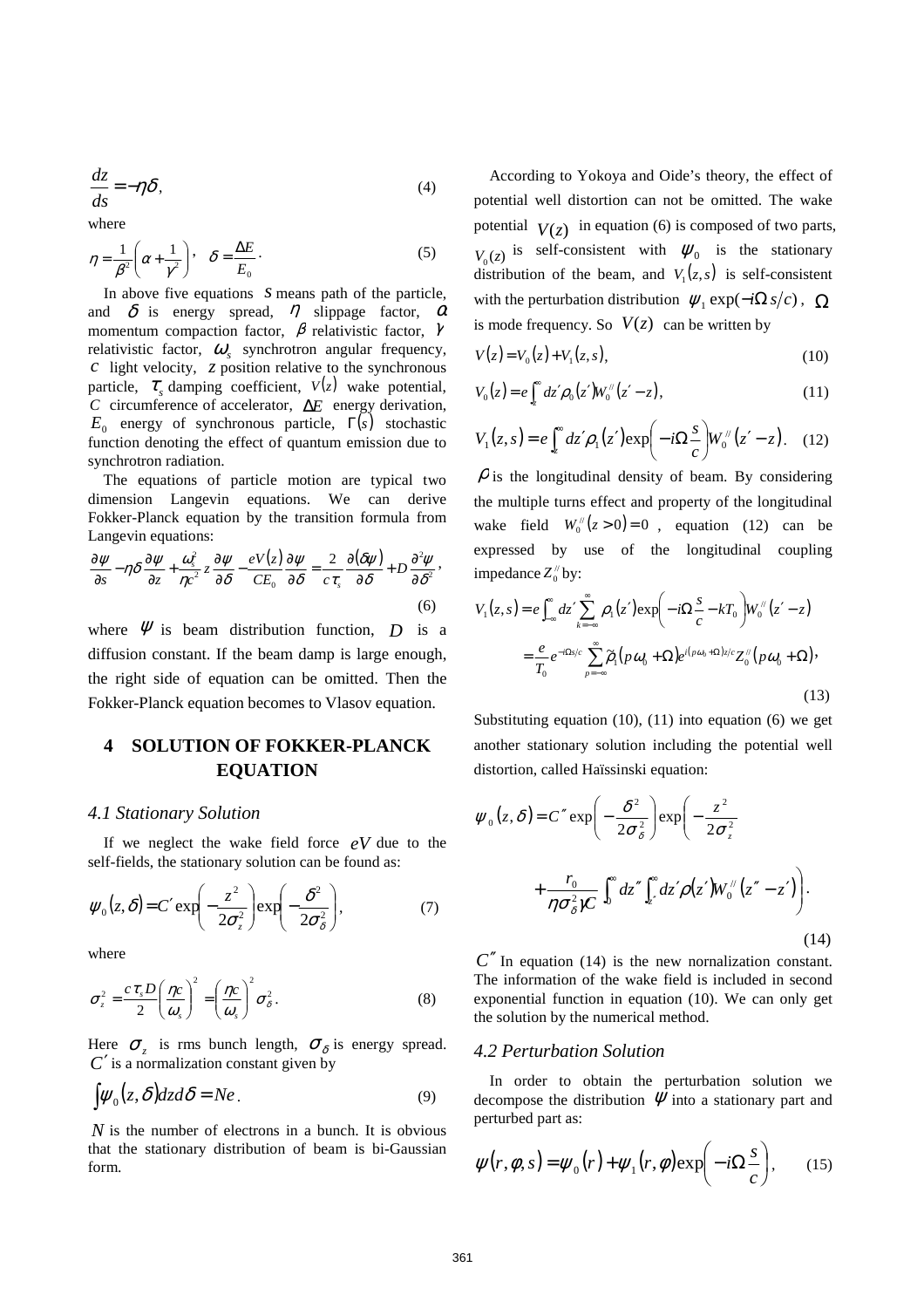$$\frac{dz}{ds} = -\eta\delta, \tag{4}$$

where

$$\eta = \frac{1}{\beta^2}\left(\alpha + \frac{1}{\gamma^2}\right), \quad \delta = \frac{\Delta E}{E_0}. \tag{5}$$

In above five equations $s$ means path of the particle, and $\delta$ is energy spread, $\eta$ slippage factor, $\alpha$ momentum compaction factor, $\beta$ relativistic factor, $\gamma$ relativistic factor, $\omega_s$ synchrotron angular frequency, $c$ light velocity, $z$ position relative to the synchronous particle, $\tau_s$ damping coefficient, $V(z)$ wake potential, $C$ circumference of accelerator, $\Delta E$ energy derivation, $E_0$ energy of synchronous particle, $\Gamma(s)$ stochastic function denoting the effect of quantum emission due to synchrotron radiation.

The equations of particle motion are typical two dimension Langevin equations. We can derive Fokker-Planck equation by the transition formula from Langevin equations:

$$\frac{\partial\psi}{\partial s} - \eta\delta\frac{\partial\psi}{\partial z} + \frac{\omega_s^2}{\eta c^2} z\frac{\partial\psi}{\partial\delta} - \frac{eV(z)}{CE_0}\frac{\partial\psi}{\partial\delta} = \frac{2}{c\tau_s}\frac{\partial(\delta\psi)}{\partial\delta} + D\frac{\partial^2\psi}{\partial\delta^2}, \tag{6}$$

where $\psi$ is beam distribution function, $D$ is a diffusion constant. If the beam damp is large enough, the right side of equation can be omitted. Then the Fokker-Planck equation becomes to Vlasov equation.

## 4 SOLUTION OF FOKKER-PLANCK EQUATION

### *4.1 Stationary Solution*

If we neglect the wake field force $eV$ due to the self-fields, the stationary solution can be found as:

$$\psi_0(z,\delta) = C'\exp\left(-\frac{z^2}{2\sigma_z^2}\right)\exp\left(-\frac{\delta^2}{2\sigma_\delta^2}\right), \tag{7}$$

where

$$\sigma_z^2 = \frac{c\tau_s D}{2}\left(\frac{\eta c}{\omega_s}\right)^2 = \left(\frac{\eta c}{\omega_s}\right)^2\sigma_\delta^2. \tag{8}$$

Here $\sigma_z$ is rms bunch length, $\sigma_\delta$ is energy spread. $C'$ is a normalization constant given by

$$\int\psi_0(z,\delta)dzd\delta = Ne. \tag{9}$$

$N$ is the number of electrons in a bunch. It is obvious that the stationary distribution of beam is bi-Gaussian form.

According to Yokoya and Oide's theory, the effect of potential well distortion can not be omitted. The wake potential $V(z)$ in equation (6) is composed of two parts, $V_0(z)$ is self-consistent with $\psi_0$ is the stationary distribution of the beam, and $V_1(z,s)$ is self-consistent with the perturbation distribution $\psi_1\exp(-i\Omega s/c)$, $\Omega$ is mode frequency. So $V(z)$ can be written by

$$V(z) = V_0(z) + V_1(z,s), \tag{10}$$

$$V_0(z) = e\int_z^\infty dz'\rho_0(z')W_0^{//}(z'-z), \tag{11}$$

$$V_1(z,s) = e\int_z^\infty dz'\rho_1(z')\exp\left(-i\Omega\frac{s}{c}\right)W_0^{//}(z'-z). \tag{12}$$

$\rho$ is the longitudinal density of beam. By considering the multiple turns effect and property of the longitudinal wake field $W_0^{//}(z>0)=0$, equation (12) can be expressed by use of the longitudinal coupling impedance $Z_0^{//}$ by:

$$\begin{aligned}V_1(z,s) &= e\int_{-\infty}^\infty dz'\sum_{k=-\infty}^\infty\rho_1(z')\exp\left(-i\Omega\frac{s}{c} - kT_0\right)W_0^{//}(z'-z) \\ &= \frac{e}{T_0}e^{-i\Omega s/c}\sum_{p=-\infty}^\infty\tilde{\rho}_1(p\omega_0+\Omega)e^{i(p\omega_0+\Omega)z/c}Z_0^{//}(p\omega_0+\Omega),\end{aligned} \tag{13}$$

Substituting equation (10), (11) into equation (6) we get another stationary solution including the potential well distortion, called Haïssinski equation:

$$\psi_0(z,\delta) = C''\exp\left(-\frac{\delta^2}{2\sigma_\delta^2}\right)\exp\left(-\frac{z^2}{2\sigma_z^2} + \frac{r_0}{\eta\sigma_\delta^2\gamma C}\int_0^\infty dz''\int_{z''}^\infty dz'\rho(z')W_0^{//}(z''-z')\right). \tag{14}$$

$C''$ In equation (14) is the new nornalization constant. The information of the wake field is included in second exponential function in equation (10). We can only get the solution by the numerical method.

### *4.2 Perturbation Solution*

In order to obtain the perturbation solution we decompose the distribution $\psi$ into a stationary part and perturbed part as:

$$\psi(r,\varphi,s) = \psi_0(r) + \psi_1(r,\varphi)\exp\left(-i\Omega\frac{s}{c}\right), \tag{15}$$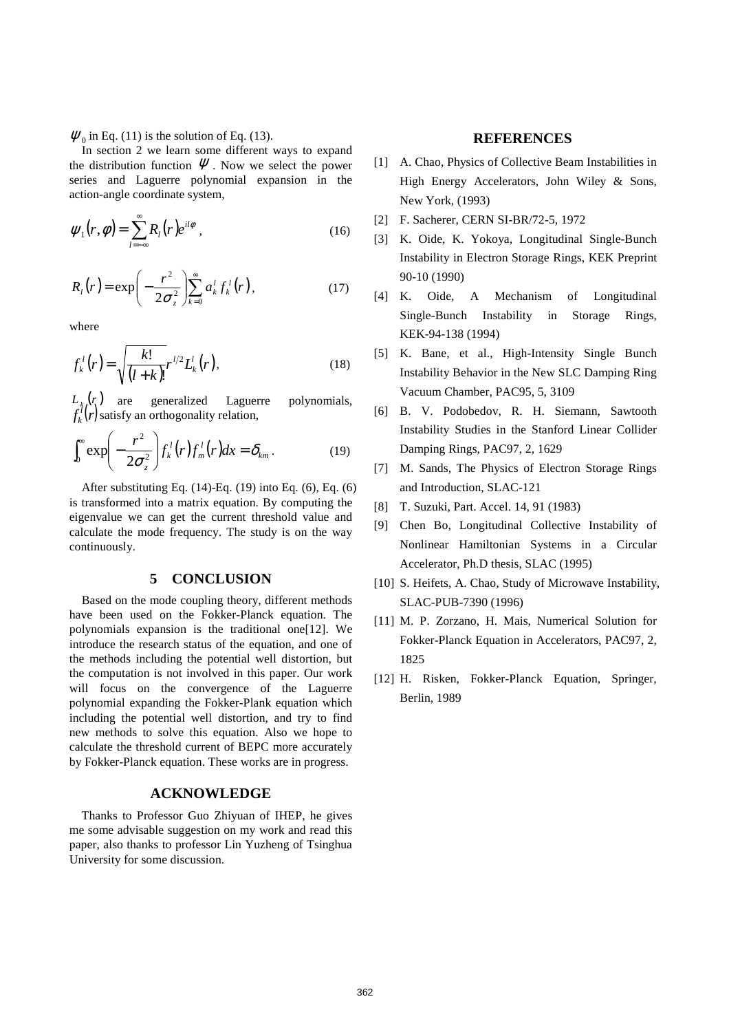$\psi_0$ in Eq. (11) is the solution of Eq. (13).

In section 2 we learn some different ways to expand the distribution function $\psi$. Now we select the power series and Laguerre polynomial expansion in the action-angle coordinate system,

$$\psi_1(r,\phi)=\sum_{l=-\infty}^{\infty}R_l(r)e^{il\phi}\,, \tag{16}$$

$$R_l(r)=\exp\left(-\frac{r^2}{2\sigma_z^2}\right)\sum_{k=0}^{\infty}a_k^l f_k^l(r)\,, \tag{17}$$

where

$$f_k^l(r)=\sqrt{\frac{k!}{(l+k)!}}\,r^{l/2}L_k^l(r)\,, \tag{18}$$

$L_k(r)$ are generalized Laguerre polynomials, $f_k^l(r)$ satisfy an orthogonality relation,

$$\int_0^{\infty}\exp\left(-\frac{r^2}{2\sigma_z^2}\right)f_k^l(r)f_m^l(r)dx=\delta_{km}\,. \tag{19}$$

After substituting Eq. (14)-Eq. (19) into Eq. (6), Eq. (6) is transformed into a matrix equation. By computing the eigenvalue we can get the current threshold value and calculate the mode frequency. The study is on the way continuously.

## 5 CONCLUSION

Based on the mode coupling theory, different methods have been used on the Fokker-Planck equation. The polynomials expansion is the traditional one[12]. We introduce the research status of the equation, and one of the methods including the potential well distortion, but the computation is not involved in this paper. Our work will focus on the convergence of the Laguerre polynomial expanding the Fokker-Plank equation which including the potential well distortion, and try to find new methods to solve this equation. Also we hope to calculate the threshold current of BEPC more accurately by Fokker-Planck equation. These works are in progress.

## ACKNOWLEDGE

Thanks to Professor Guo Zhiyuan of IHEP, he gives me some advisable suggestion on my work and read this paper, also thanks to professor Lin Yuzheng of Tsinghua University for some discussion.

## REFERENCES

[1] A. Chao, Physics of Collective Beam Instabilities in High Energy Accelerators, John Wiley & Sons, New York, (1993)

[2] F. Sacherer, CERN SI-BR/72-5, 1972

[3] K. Oide, K. Yokoya, Longitudinal Single-Bunch Instability in Electron Storage Rings, KEK Preprint 90-10 (1990)

[4] K. Oide, A Mechanism of Longitudinal Single-Bunch Instability in Storage Rings, KEK-94-138 (1994)

[5] K. Bane, et al., High-Intensity Single Bunch Instability Behavior in the New SLC Damping Ring Vacuum Chamber, PAC95, 5, 3109

[6] B. V. Podobedov, R. H. Siemann, Sawtooth Instability Studies in the Stanford Linear Collider Damping Rings, PAC97, 2, 1629

[7] M. Sands, The Physics of Electron Storage Rings and Introduction, SLAC-121

[8] T. Suzuki, Part. Accel. 14, 91 (1983)

[9] Chen Bo, Longitudinal Collective Instability of Nonlinear Hamiltonian Systems in a Circular Accelerator, Ph.D thesis, SLAC (1995)

[10] S. Heifets, A. Chao, Study of Microwave Instability, SLAC-PUB-7390 (1996)

[11] M. P. Zorzano, H. Mais, Numerical Solution for Fokker-Planck Equation in Accelerators, PAC97, 2, 1825

[12] H. Risken, Fokker-Planck Equation, Springer, Berlin, 1989